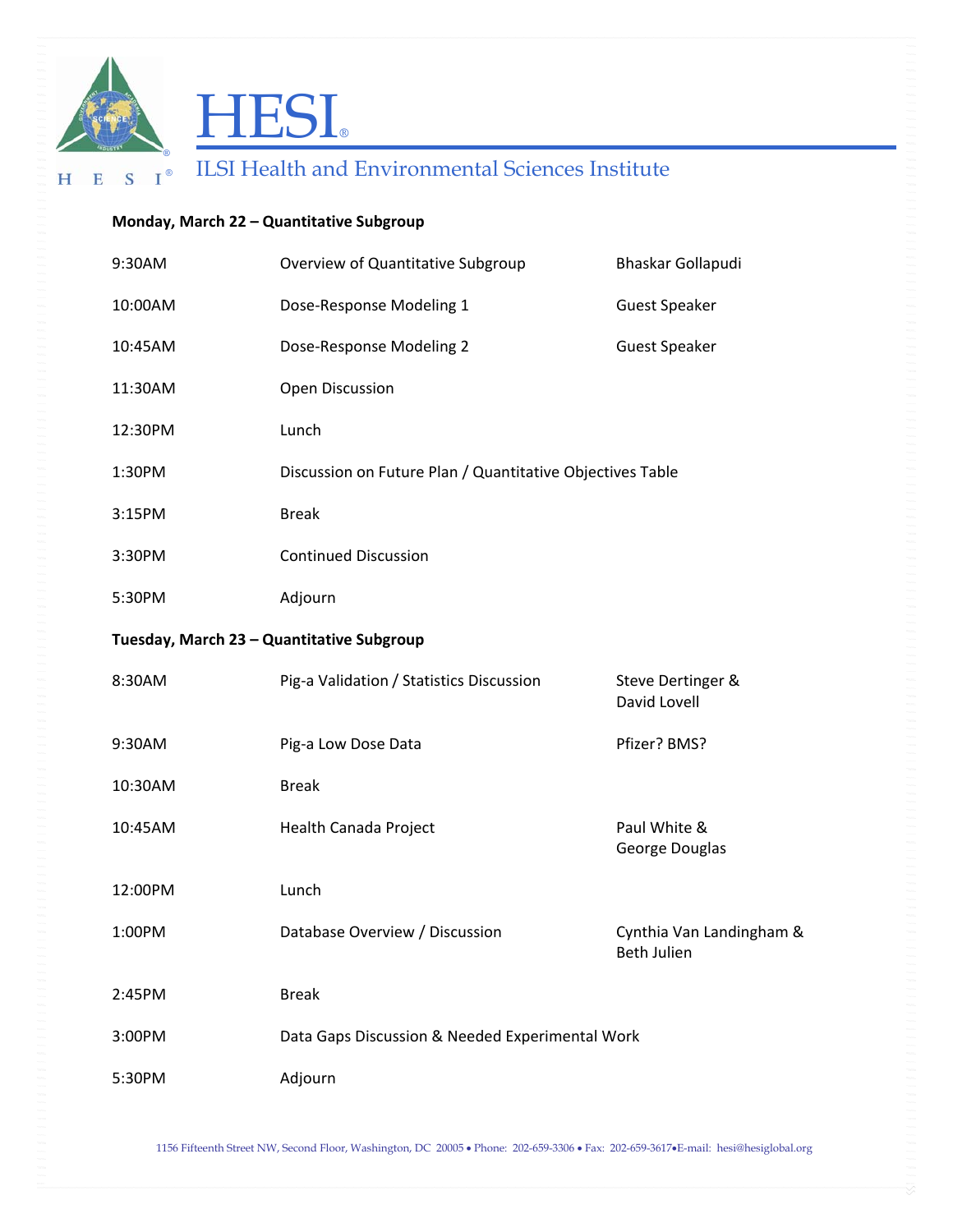# HESI

ILSI Health and Environmental Sciences Institute

**Monday, March 22 – Quantitative Subgroup**

| | | |
|---|---|---|
| 9:30AM | Overview of Quantitative Subgroup | Bhaskar Gollapudi |
| 10:00AM | Dose-Response Modeling 1 | Guest Speaker |
| 10:45AM | Dose-Response Modeling 2 | Guest Speaker |
| 11:30AM | Open Discussion | |
| 12:30PM | Lunch | |
| 1:30PM | Discussion on Future Plan / Quantitative Objectives Table | |
| 3:15PM | Break | |
| 3:30PM | Continued Discussion | |
| 5:30PM | Adjourn | |

**Tuesday, March 23 – Quantitative Subgroup**

| | | |
|---|---|---|
| 8:30AM | Pig-a Validation / Statistics Discussion | Steve Dertinger & David Lovell |
| 9:30AM | Pig-a Low Dose Data | Pfizer? BMS? |
| 10:30AM | Break | |
| 10:45AM | Health Canada Project | Paul White & George Douglas |
| 12:00PM | Lunch | |
| 1:00PM | Database Overview / Discussion | Cynthia Van Landingham & Beth Julien |
| 2:45PM | Break | |
| 3:00PM | Data Gaps Discussion & Needed Experimental Work | |
| 5:30PM | Adjourn | |

1156 Fifteenth Street NW, Second Floor, Washington, DC 20005 • Phone: 202-659-3306 • Fax: 202-659-3617•E-mail: hesi@hesiglobal.org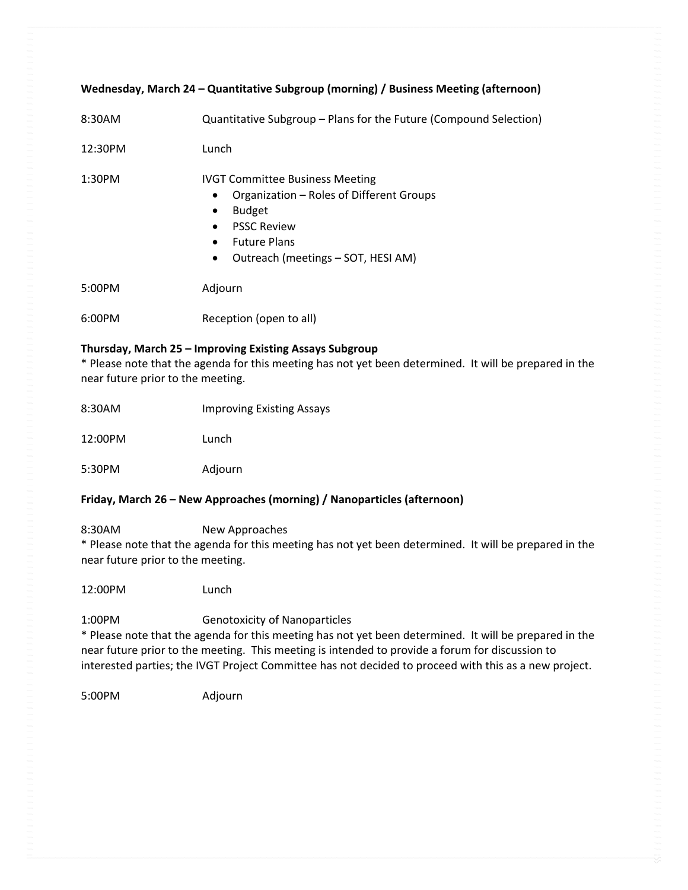**Wednesday, March 24 – Quantitative Subgroup (morning) / Business Meeting (afternoon)**

8:30AM Quantitative Subgroup – Plans for the Future (Compound Selection)

12:30PM Lunch

1:30PM IVGT Committee Business Meeting

- Organization – Roles of Different Groups
- Budget
- PSSC Review
- Future Plans
- Outreach (meetings – SOT, HESI AM)

5:00PM Adjourn

6:00PM Reception (open to all)

**Thursday, March 25 – Improving Existing Assays Subgroup**

* Please note that the agenda for this meeting has not yet been determined. It will be prepared in the near future prior to the meeting.

8:30AM Improving Existing Assays

12:00PM Lunch

5:30PM Adjourn

**Friday, March 26 – New Approaches (morning) / Nanoparticles (afternoon)**

8:30AM New Approaches

* Please note that the agenda for this meeting has not yet been determined. It will be prepared in the near future prior to the meeting.

12:00PM Lunch

1:00PM Genotoxicity of Nanoparticles

* Please note that the agenda for this meeting has not yet been determined. It will be prepared in the near future prior to the meeting. This meeting is intended to provide a forum for discussion to interested parties; the IVGT Project Committee has not decided to proceed with this as a new project.

5:00PM Adjourn